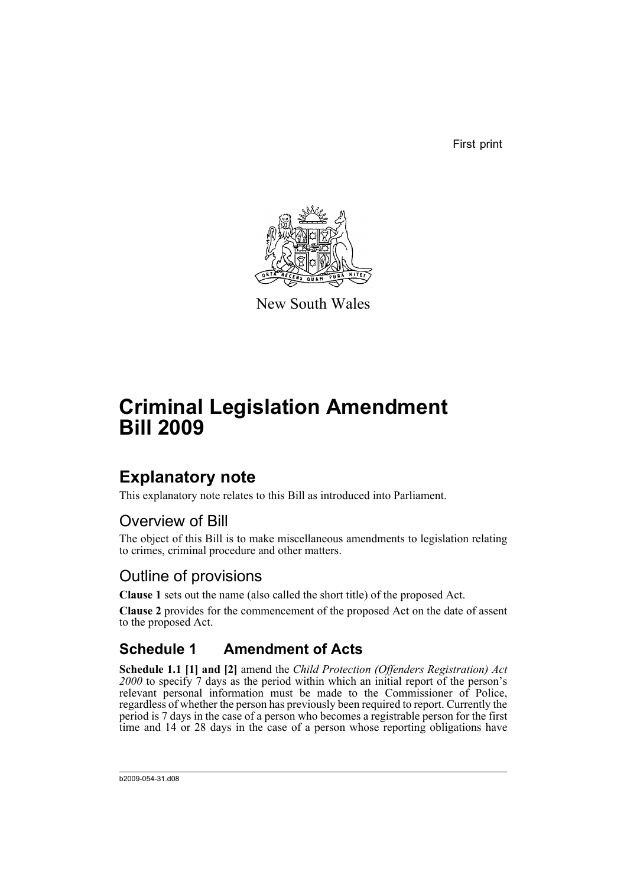First print

New South Wales

# Criminal Legislation Amendment Bill 2009

## Explanatory note

This explanatory note relates to this Bill as introduced into Parliament.

### Overview of Bill

The object of this Bill is to make miscellaneous amendments to legislation relating to crimes, criminal procedure and other matters.

### Outline of provisions

**Clause 1** sets out the name (also called the short title) of the proposed Act.

**Clause 2** provides for the commencement of the proposed Act on the date of assent to the proposed Act.

## Schedule 1 Amendment of Acts

**Schedule 1.1 [1] and [2]** amend the *Child Protection (Offenders Registration) Act 2000* to specify 7 days as the period within which an initial report of the person's relevant personal information must be made to the Commissioner of Police, regardless of whether the person has previously been required to report. Currently the period is 7 days in the case of a person who becomes a registrable person for the first time and 14 or 28 days in the case of a person whose reporting obligations have

b2009-054-31.d08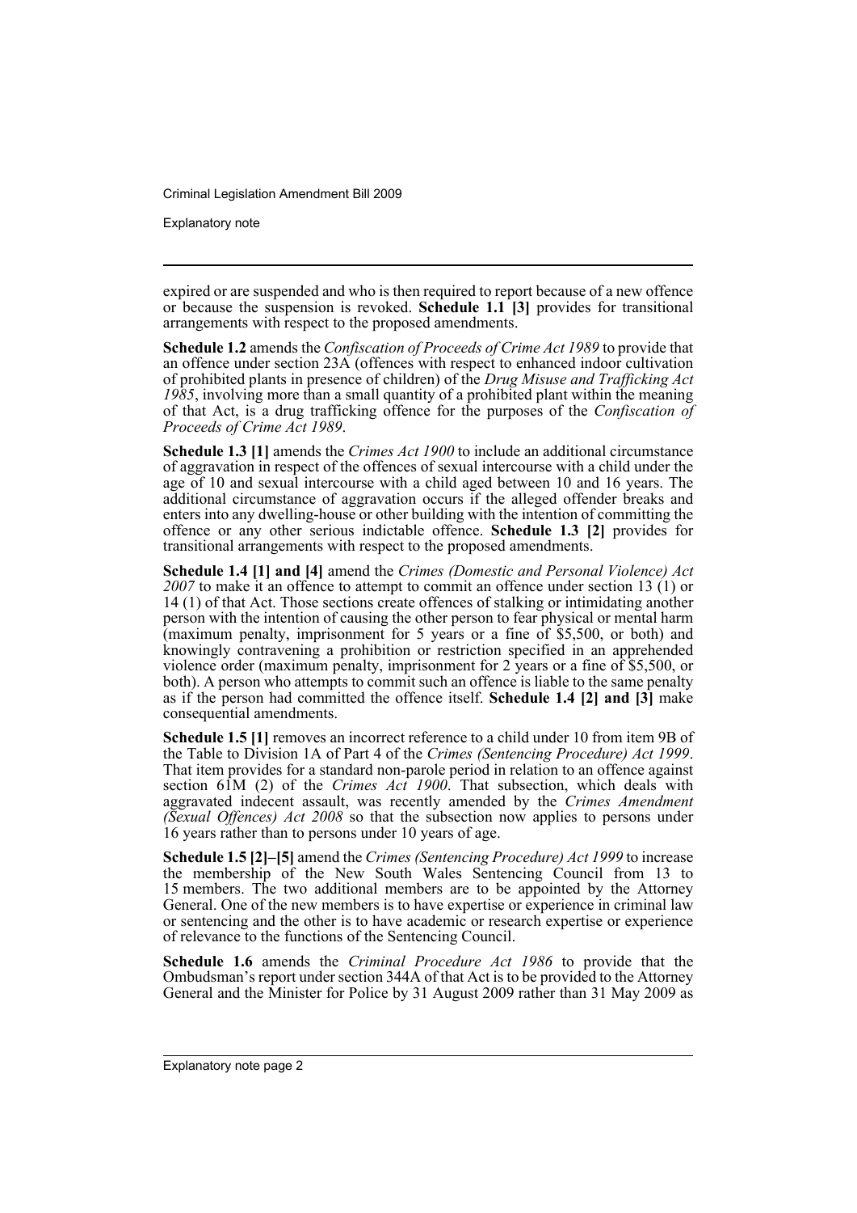expired or are suspended and who is then required to report because of a new offence or because the suspension is revoked. **Schedule 1.1 [3]** provides for transitional arrangements with respect to the proposed amendments.

**Schedule 1.2** amends the *Confiscation of Proceeds of Crime Act 1989* to provide that an offence under section 23A (offences with respect to enhanced indoor cultivation of prohibited plants in presence of children) of the *Drug Misuse and Trafficking Act 1985*, involving more than a small quantity of a prohibited plant within the meaning of that Act, is a drug trafficking offence for the purposes of the *Confiscation of Proceeds of Crime Act 1989*.

**Schedule 1.3 [1]** amends the *Crimes Act 1900* to include an additional circumstance of aggravation in respect of the offences of sexual intercourse with a child under the age of 10 and sexual intercourse with a child aged between 10 and 16 years. The additional circumstance of aggravation occurs if the alleged offender breaks and enters into any dwelling-house or other building with the intention of committing the offence or any other serious indictable offence. **Schedule 1.3 [2]** provides for transitional arrangements with respect to the proposed amendments.

**Schedule 1.4 [1] and [4]** amend the *Crimes (Domestic and Personal Violence) Act 2007* to make it an offence to attempt to commit an offence under section 13 (1) or 14 (1) of that Act. Those sections create offences of stalking or intimidating another person with the intention of causing the other person to fear physical or mental harm (maximum penalty, imprisonment for 5 years or a fine of $5,500, or both) and knowingly contravening a prohibition or restriction specified in an apprehended violence order (maximum penalty, imprisonment for 2 years or a fine of $5,500, or both). A person who attempts to commit such an offence is liable to the same penalty as if the person had committed the offence itself. **Schedule 1.4 [2] and [3]** make consequential amendments.

**Schedule 1.5 [1]** removes an incorrect reference to a child under 10 from item 9B of the Table to Division 1A of Part 4 of the *Crimes (Sentencing Procedure) Act 1999*. That item provides for a standard non-parole period in relation to an offence against section 61M (2) of the *Crimes Act 1900*. That subsection, which deals with aggravated indecent assault, was recently amended by the *Crimes Amendment (Sexual Offences) Act 2008* so that the subsection now applies to persons under 16 years rather than to persons under 10 years of age.

**Schedule 1.5 [2]–[5]** amend the *Crimes (Sentencing Procedure) Act 1999* to increase the membership of the New South Wales Sentencing Council from 13 to 15 members. The two additional members are to be appointed by the Attorney General. One of the new members is to have expertise or experience in criminal law or sentencing and the other is to have academic or research expertise or experience of relevance to the functions of the Sentencing Council.

**Schedule 1.6** amends the *Criminal Procedure Act 1986* to provide that the Ombudsman's report under section 344A of that Act is to be provided to the Attorney General and the Minister for Police by 31 August 2009 rather than 31 May 2009 as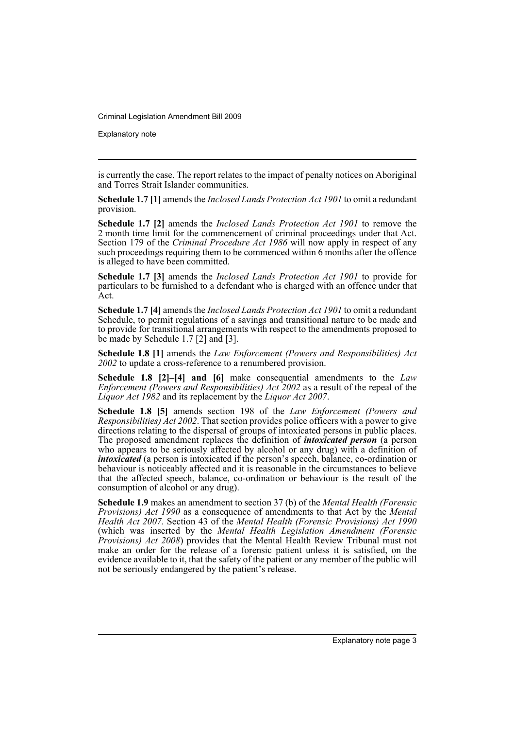is currently the case. The report relates to the impact of penalty notices on Aboriginal and Torres Strait Islander communities.

**Schedule 1.7 [1]** amends the *Inclosed Lands Protection Act 1901* to omit a redundant provision.

**Schedule 1.7 [2]** amends the *Inclosed Lands Protection Act 1901* to remove the 2 month time limit for the commencement of criminal proceedings under that Act. Section 179 of the *Criminal Procedure Act 1986* will now apply in respect of any such proceedings requiring them to be commenced within 6 months after the offence is alleged to have been committed.

**Schedule 1.7 [3]** amends the *Inclosed Lands Protection Act 1901* to provide for particulars to be furnished to a defendant who is charged with an offence under that Act.

**Schedule 1.7 [4]** amends the *Inclosed Lands Protection Act 1901* to omit a redundant Schedule, to permit regulations of a savings and transitional nature to be made and to provide for transitional arrangements with respect to the amendments proposed to be made by Schedule 1.7 [2] and [3].

**Schedule 1.8 [1]** amends the *Law Enforcement (Powers and Responsibilities) Act 2002* to update a cross-reference to a renumbered provision.

**Schedule 1.8 [2]–[4] and [6]** make consequential amendments to the *Law Enforcement (Powers and Responsibilities) Act 2002* as a result of the repeal of the *Liquor Act 1982* and its replacement by the *Liquor Act 2007*.

**Schedule 1.8 [5]** amends section 198 of the *Law Enforcement (Powers and Responsibilities) Act 2002*. That section provides police officers with a power to give directions relating to the dispersal of groups of intoxicated persons in public places. The proposed amendment replaces the definition of ***intoxicated person*** (a person who appears to be seriously affected by alcohol or any drug) with a definition of ***intoxicated*** (a person is intoxicated if the person's speech, balance, co-ordination or behaviour is noticeably affected and it is reasonable in the circumstances to believe that the affected speech, balance, co-ordination or behaviour is the result of the consumption of alcohol or any drug).

**Schedule 1.9** makes an amendment to section 37 (b) of the *Mental Health (Forensic Provisions) Act 1990* as a consequence of amendments to that Act by the *Mental Health Act 2007*. Section 43 of the *Mental Health (Forensic Provisions) Act 1990* (which was inserted by the *Mental Health Legislation Amendment (Forensic Provisions) Act 2008*) provides that the Mental Health Review Tribunal must not make an order for the release of a forensic patient unless it is satisfied, on the evidence available to it, that the safety of the patient or any member of the public will not be seriously endangered by the patient's release.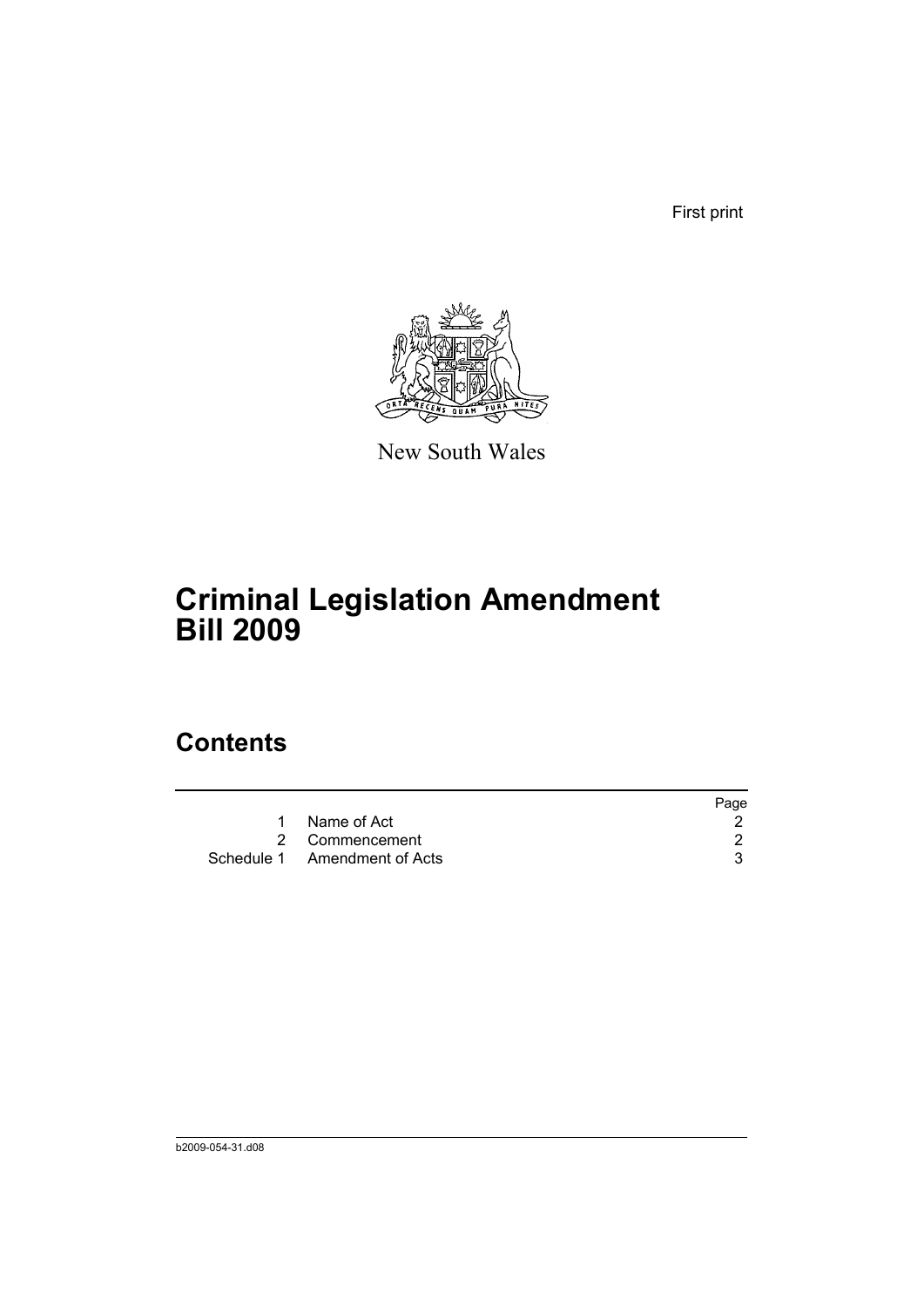First print

New South Wales

# Criminal Legislation Amendment Bill 2009

## Contents

| | | Page |
|---|---|---|
| 1 | Name of Act | 2 |
| 2 | Commencement | 2 |
| Schedule 1 | Amendment of Acts | 3 |

b2009-054-31.d08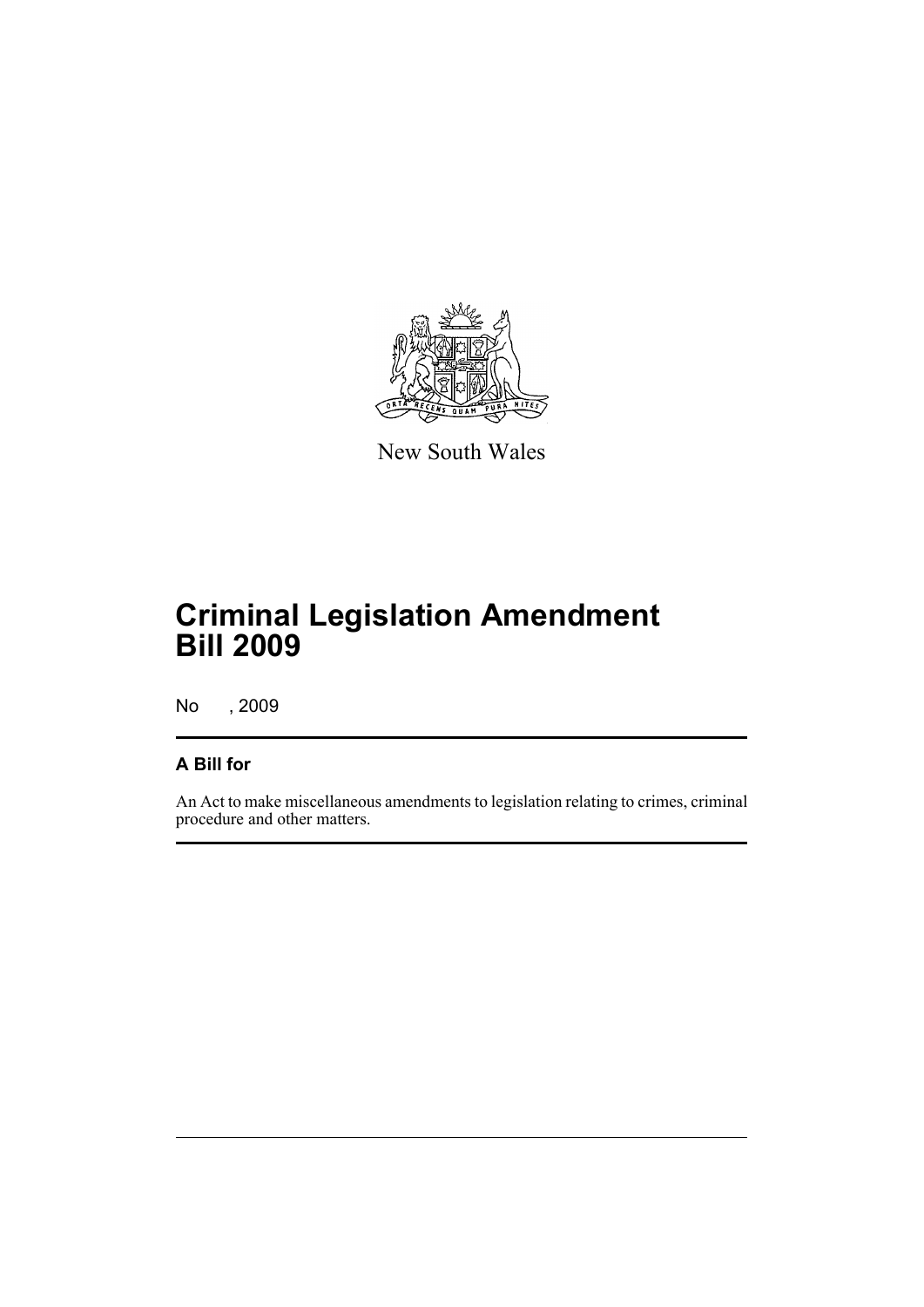New South Wales

# Criminal Legislation Amendment Bill 2009

No , 2009

## A Bill for

An Act to make miscellaneous amendments to legislation relating to crimes, criminal procedure and other matters.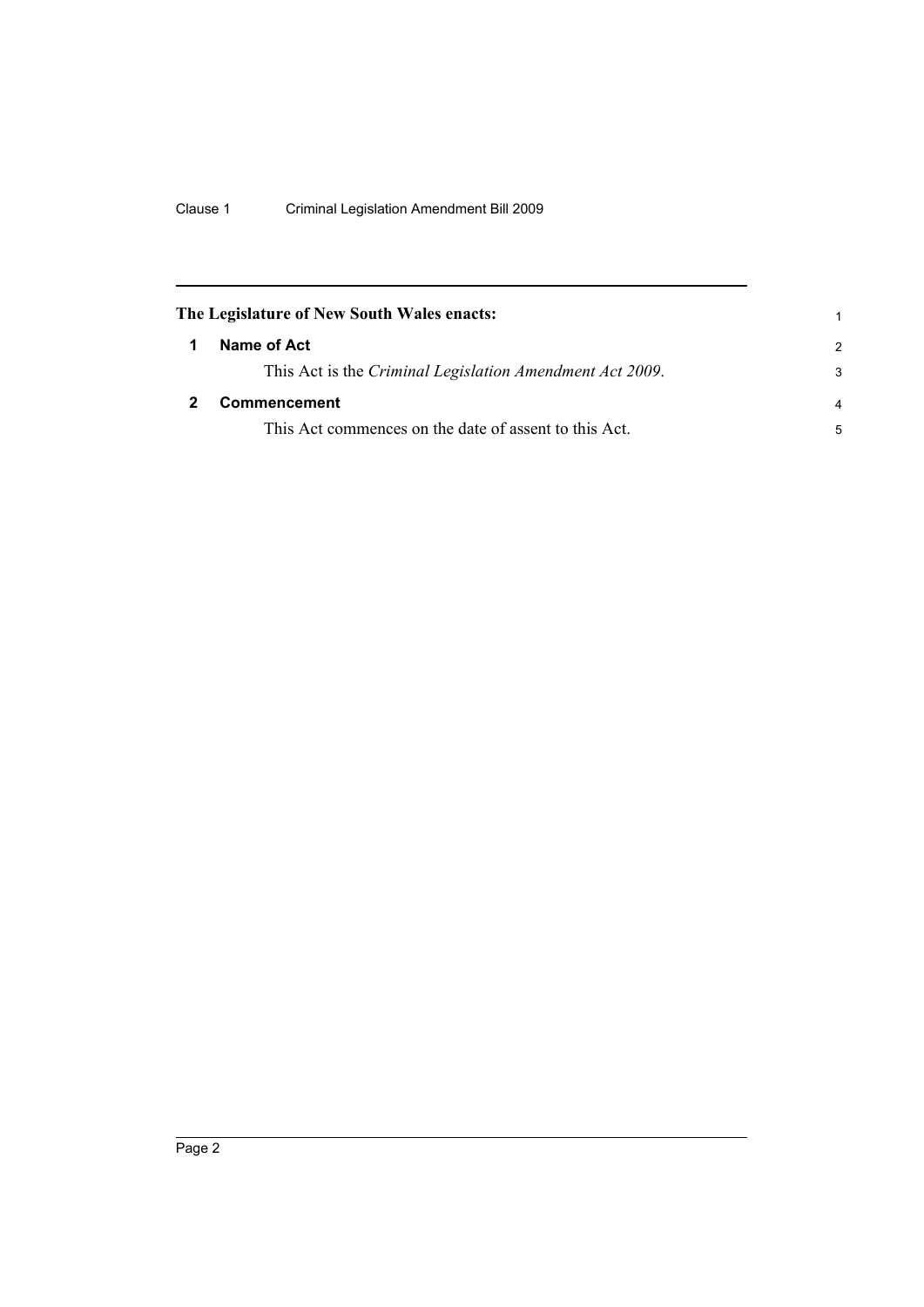**The Legislature of New South Wales enacts:**

## 1 Name of Act

This Act is the *Criminal Legislation Amendment Act 2009*.

## 2 Commencement

This Act commences on the date of assent to this Act.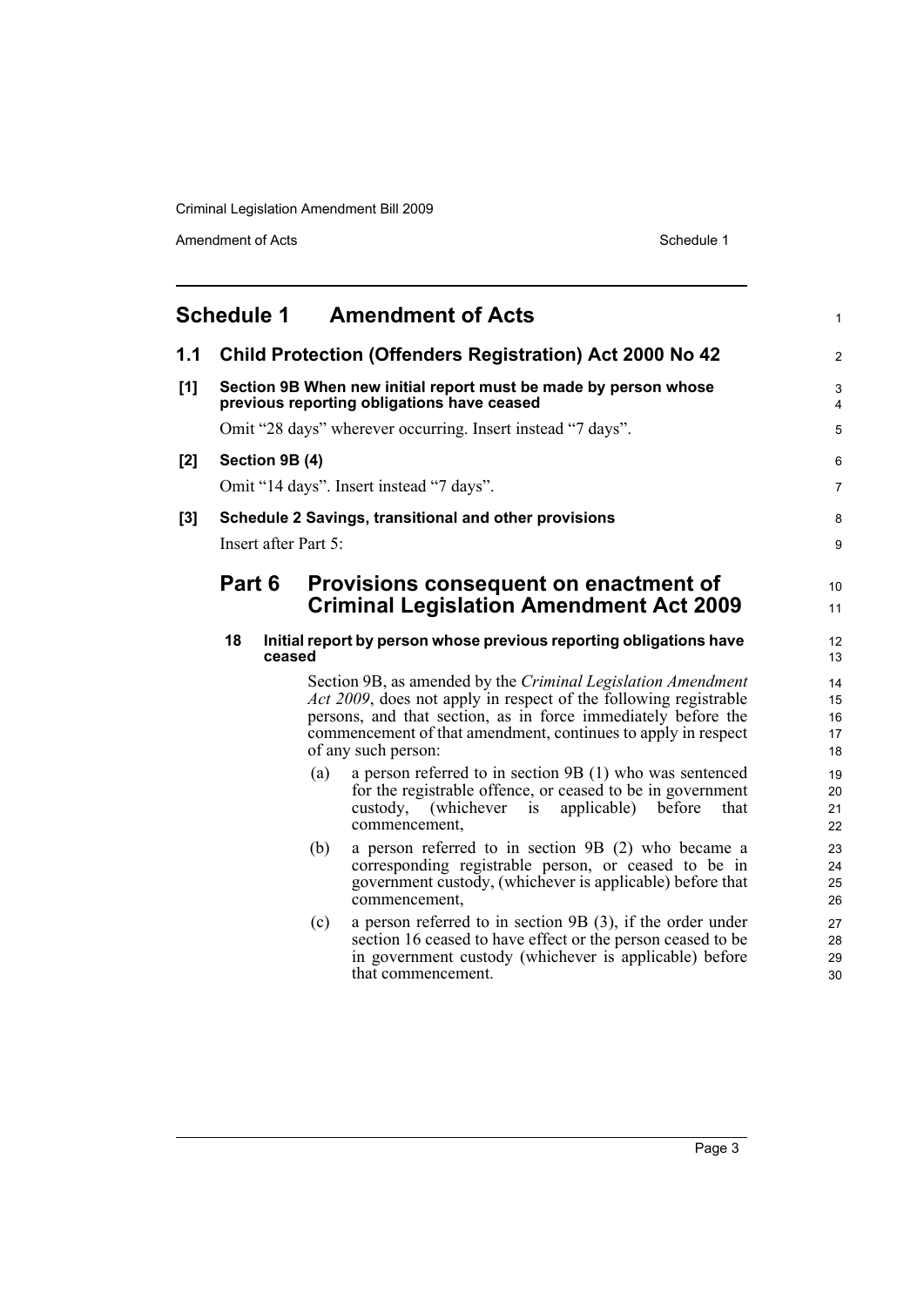# Schedule 1 Amendment of Acts

## 1.1 Child Protection (Offenders Registration) Act 2000 No 42

**[1] Section 9B When new initial report must be made by person whose previous reporting obligations have ceased**

Omit “28 days” wherever occurring. Insert instead “7 days”.

**[2] Section 9B (4)**

Omit “14 days”. Insert instead “7 days”.

**[3] Schedule 2 Savings, transitional and other provisions**

Insert after Part 5:

## Part 6 Provisions consequent on enactment of Criminal Legislation Amendment Act 2009

**18 Initial report by person whose previous reporting obligations have ceased**

Section 9B, as amended by the *Criminal Legislation Amendment Act 2009*, does not apply in respect of the following registrable persons, and that section, as in force immediately before the commencement of that amendment, continues to apply in respect of any such person:

(a) a person referred to in section 9B (1) who was sentenced for the registrable offence, or ceased to be in government custody, (whichever is applicable) before that commencement,

(b) a person referred to in section 9B (2) who became a corresponding registrable person, or ceased to be in government custody, (whichever is applicable) before that commencement,

(c) a person referred to in section 9B (3), if the order under section 16 ceased to have effect or the person ceased to be in government custody (whichever is applicable) before that commencement.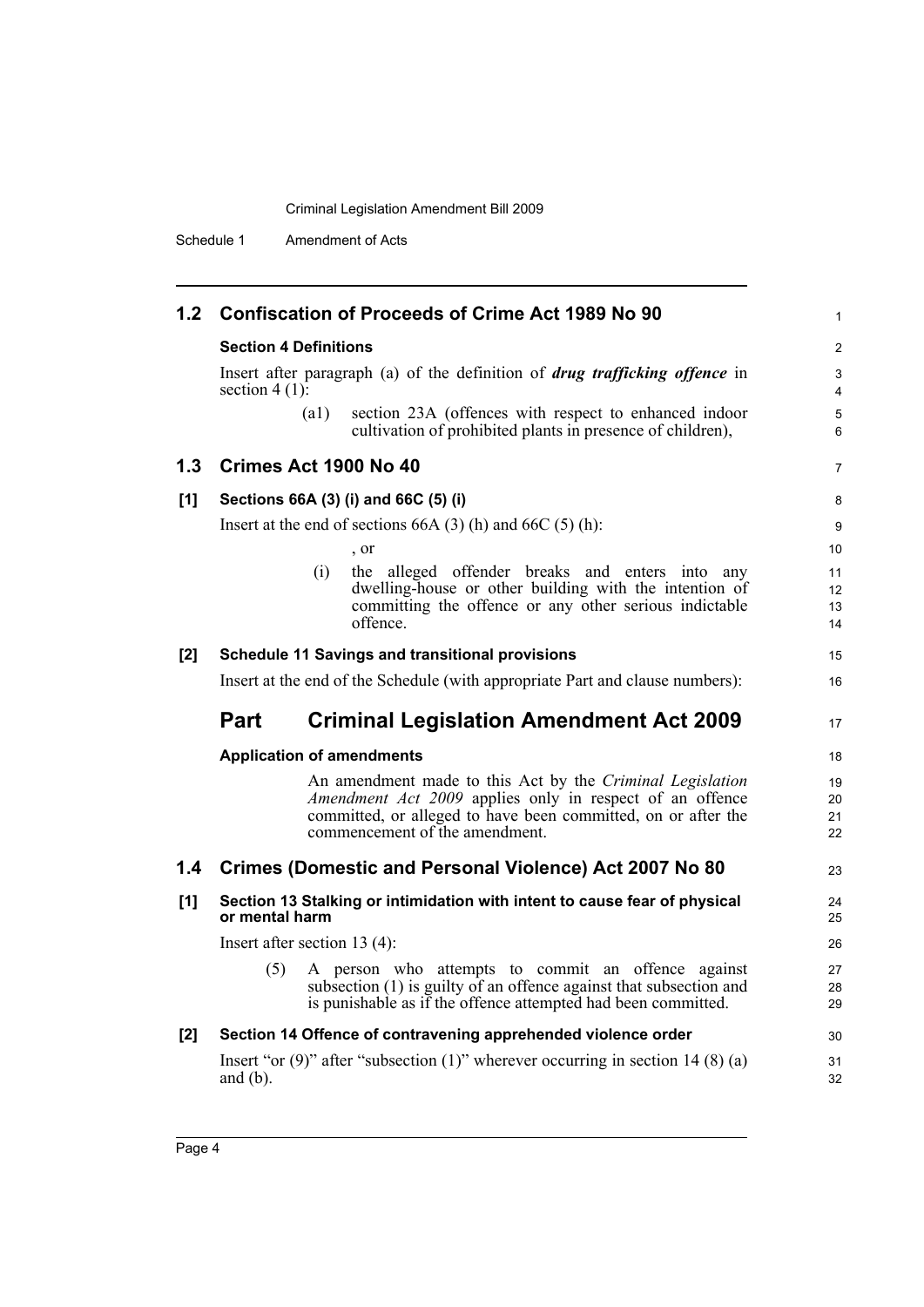## 1.2 Confiscation of Proceeds of Crime Act 1989 No 90

### Section 4 Definitions

Insert after paragraph (a) of the definition of ***drug trafficking offence*** in section 4 (1):

> (a1) section 23A (offences with respect to enhanced indoor cultivation of prohibited plants in presence of children),

## 1.3 Crimes Act 1900 No 40

### [1] Sections 66A (3) (i) and 66C (5) (i)

Insert at the end of sections 66A (3) (h) and 66C (5) (h):

> , or
>
> (i) the alleged offender breaks and enters into any dwelling-house or other building with the intention of committing the offence or any other serious indictable offence.

### [2] Schedule 11 Savings and transitional provisions

Insert at the end of the Schedule (with appropriate Part and clause numbers):

## Part Criminal Legislation Amendment Act 2009

### Application of amendments

> An amendment made to this Act by the *Criminal Legislation Amendment Act 2009* applies only in respect of an offence committed, or alleged to have been committed, on or after the commencement of the amendment.

## 1.4 Crimes (Domestic and Personal Violence) Act 2007 No 80

### [1] Section 13 Stalking or intimidation with intent to cause fear of physical or mental harm

Insert after section 13 (4):

> (5) A person who attempts to commit an offence against subsection (1) is guilty of an offence against that subsection and is punishable as if the offence attempted had been committed.

### [2] Section 14 Offence of contravening apprehended violence order

Insert "or (9)" after "subsection (1)" wherever occurring in section 14 (8) (a) and (b).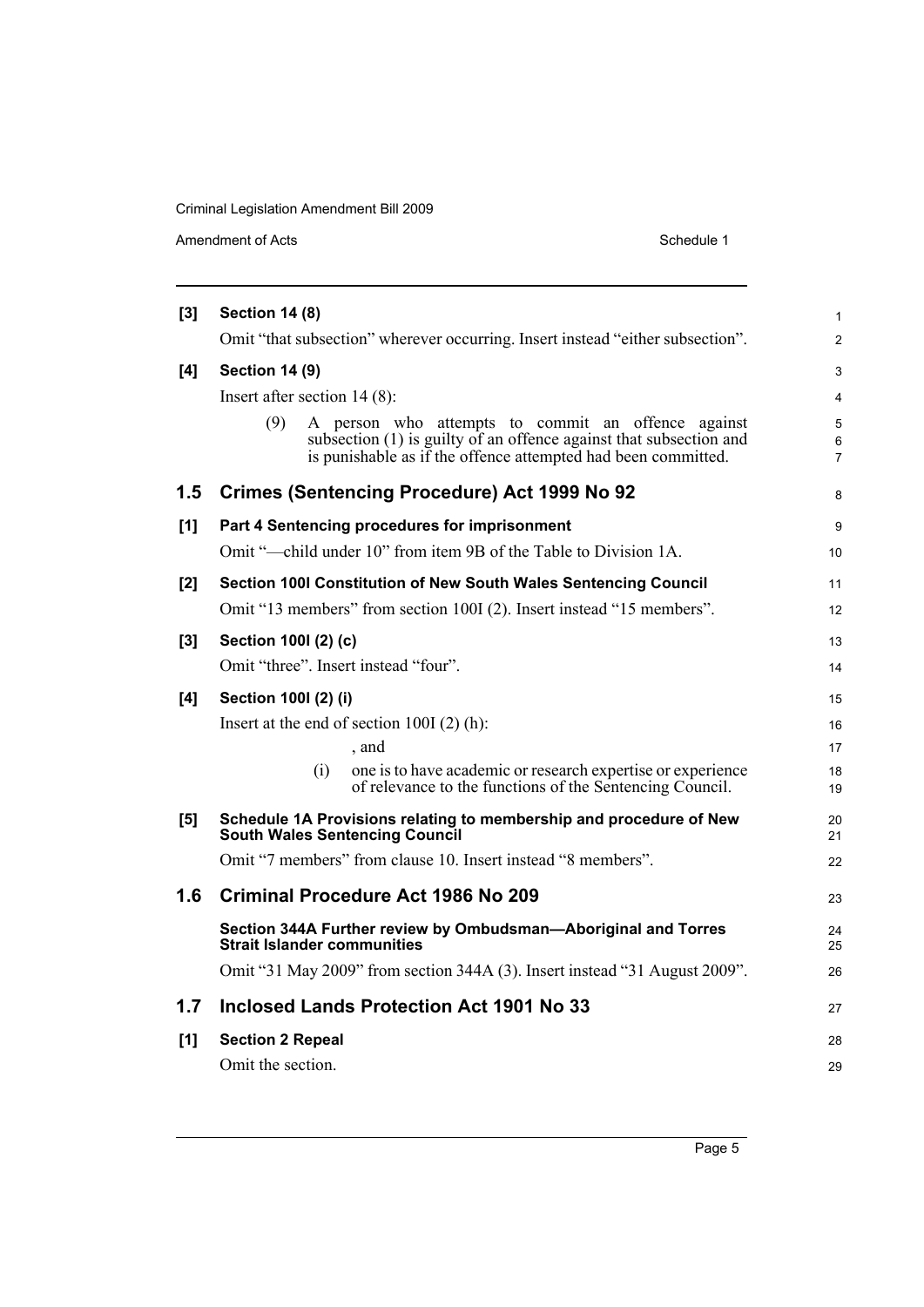**[3] Section 14 (8)**

Omit "that subsection" wherever occurring. Insert instead "either subsection".

**[4] Section 14 (9)**

Insert after section 14 (8):

> (9) A person who attempts to commit an offence against subsection (1) is guilty of an offence against that subsection and is punishable as if the offence attempted had been committed.

## 1.5 Crimes (Sentencing Procedure) Act 1999 No 92

**[1] Part 4 Sentencing procedures for imprisonment**

Omit "—child under 10" from item 9B of the Table to Division 1A.

**[2] Section 100I Constitution of New South Wales Sentencing Council**

Omit "13 members" from section 100I (2). Insert instead "15 members".

**[3] Section 100I (2) (c)**

Omit "three". Insert instead "four".

**[4] Section 100I (2) (i)**

Insert at the end of section 100I (2) (h):

> , and
>
> (i) one is to have academic or research expertise or experience of relevance to the functions of the Sentencing Council.

**[5] Schedule 1A Provisions relating to membership and procedure of New South Wales Sentencing Council**

Omit "7 members" from clause 10. Insert instead "8 members".

## 1.6 Criminal Procedure Act 1986 No 209

**Section 344A Further review by Ombudsman—Aboriginal and Torres Strait Islander communities**

Omit "31 May 2009" from section 344A (3). Insert instead "31 August 2009".

## 1.7 Inclosed Lands Protection Act 1901 No 33

**[1] Section 2 Repeal**

Omit the section.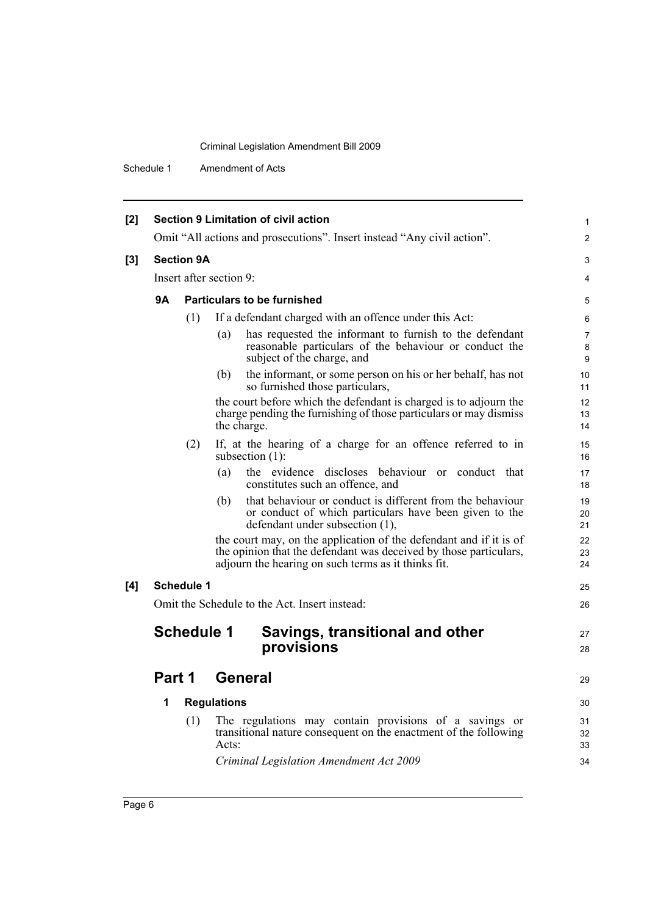**[2] Section 9 Limitation of civil action**

Omit "All actions and prosecutions". Insert instead "Any civil action".

**[3] Section 9A**

Insert after section 9:

**9A Particulars to be furnished**

(1) If a defendant charged with an offence under this Act:

(a) has requested the informant to furnish to the defendant reasonable particulars of the behaviour or conduct the subject of the charge, and

(b) the informant, or some person on his or her behalf, has not so furnished those particulars,

the court before which the defendant is charged is to adjourn the charge pending the furnishing of those particulars or may dismiss the charge.

(2) If, at the hearing of a charge for an offence referred to in subsection (1):

(a) the evidence discloses behaviour or conduct that constitutes such an offence, and

(b) that behaviour or conduct is different from the behaviour or conduct of which particulars have been given to the defendant under subsection (1),

the court may, on the application of the defendant and if it is of the opinion that the defendant was deceived by those particulars, adjourn the hearing on such terms as it thinks fit.

**[4] Schedule 1**

Omit the Schedule to the Act. Insert instead:

## Schedule 1 Savings, transitional and other provisions

## Part 1 General

**1 Regulations**

(1) The regulations may contain provisions of a savings or transitional nature consequent on the enactment of the following Acts:

*Criminal Legislation Amendment Act 2009*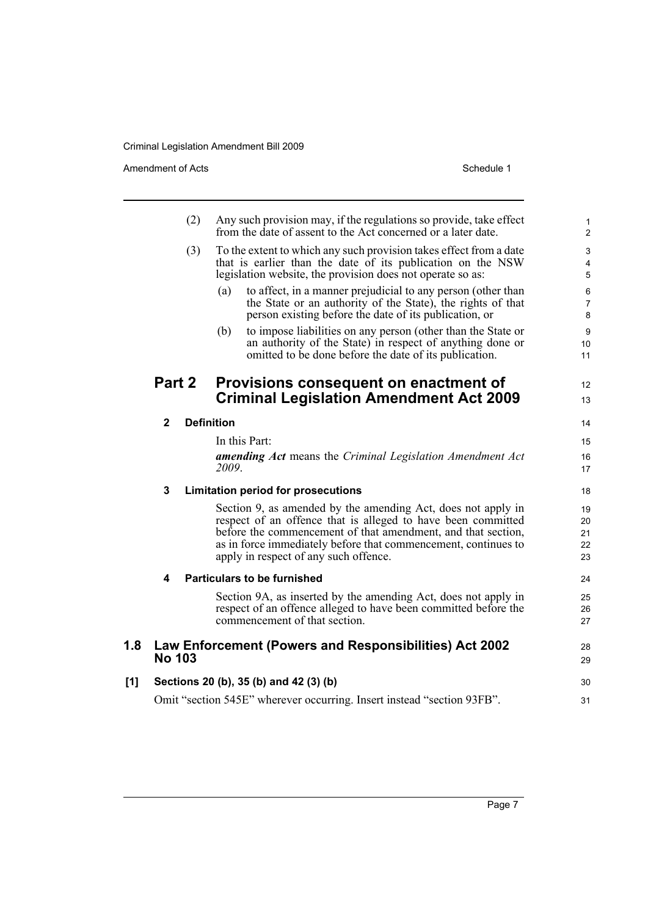(2) Any such provision may, if the regulations so provide, take effect from the date of assent to the Act concerned or a later date.

(3) To the extent to which any such provision takes effect from a date that is earlier than the date of its publication on the NSW legislation website, the provision does not operate so as:

(a) to affect, in a manner prejudicial to any person (other than the State or an authority of the State), the rights of that person existing before the date of its publication, or

(b) to impose liabilities on any person (other than the State or an authority of the State) in respect of anything done or omitted to be done before the date of its publication.

## Part 2 Provisions consequent on enactment of Criminal Legislation Amendment Act 2009

### 2 Definition

In this Part:

***amending Act*** means the *Criminal Legislation Amendment Act 2009*.

### 3 Limitation period for prosecutions

Section 9, as amended by the amending Act, does not apply in respect of an offence that is alleged to have been committed before the commencement of that amendment, and that section, as in force immediately before that commencement, continues to apply in respect of any such offence.

### 4 Particulars to be furnished

Section 9A, as inserted by the amending Act, does not apply in respect of an offence alleged to have been committed before the commencement of that section.

## 1.8 Law Enforcement (Powers and Responsibilities) Act 2002 No 103

### [1] Sections 20 (b), 35 (b) and 42 (3) (b)

Omit "section 545E" wherever occurring. Insert instead "section 93FB".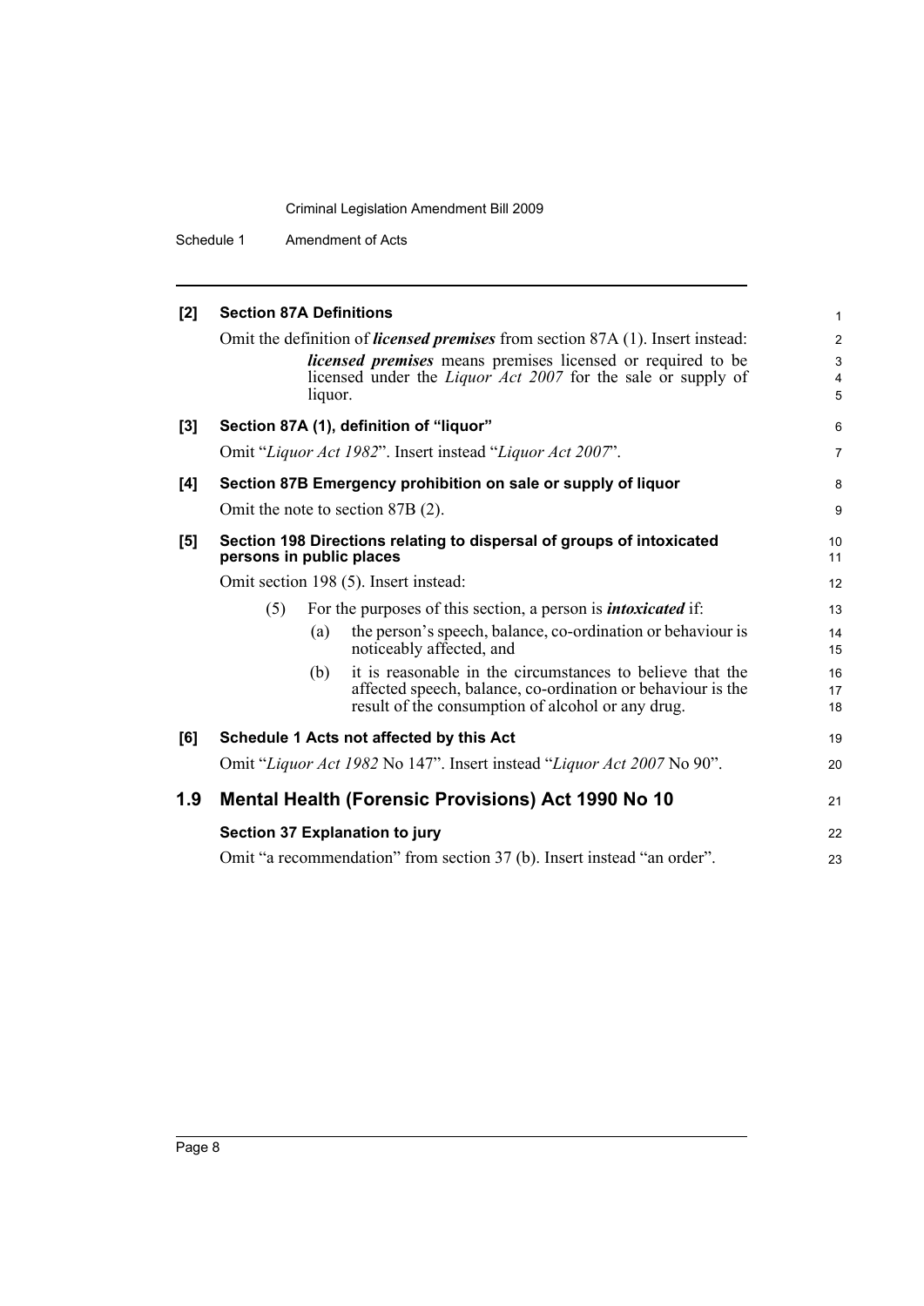**[2] Section 87A Definitions**

Omit the definition of ***licensed premises*** from section 87A (1). Insert instead:

> ***licensed premises*** means premises licensed or required to be licensed under the *Liquor Act 2007* for the sale or supply of liquor.

**[3] Section 87A (1), definition of "liquor"**

Omit "*Liquor Act 1982*". Insert instead "*Liquor Act 2007*".

**[4] Section 87B Emergency prohibition on sale or supply of liquor**

Omit the note to section 87B (2).

**[5] Section 198 Directions relating to dispersal of groups of intoxicated persons in public places**

Omit section 198 (5). Insert instead:

> (5) For the purposes of this section, a person is ***intoxicated*** if:
>
> (a) the person's speech, balance, co-ordination or behaviour is noticeably affected, and
>
> (b) it is reasonable in the circumstances to believe that the affected speech, balance, co-ordination or behaviour is the result of the consumption of alcohol or any drug.

**[6] Schedule 1 Acts not affected by this Act**

Omit "*Liquor Act 1982* No 147". Insert instead "*Liquor Act 2007* No 90".

## 1.9 Mental Health (Forensic Provisions) Act 1990 No 10

**Section 37 Explanation to jury**

Omit "a recommendation" from section 37 (b). Insert instead "an order".